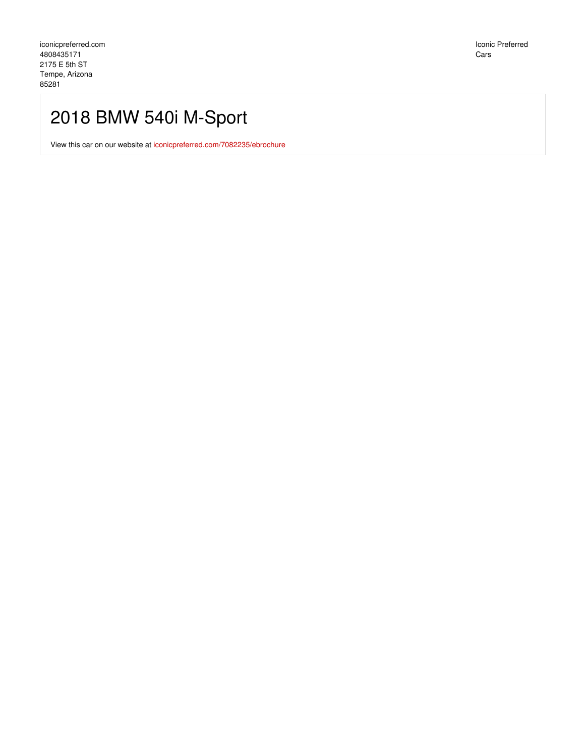iconicpreferred.com
4808435171
2175 E 5th ST
Tempe, Arizona
85281

Iconic Preferred Cars

# 2018 BMW 540i M-Sport

View this car on our website at iconicpreferred.com/7082235/ebrochure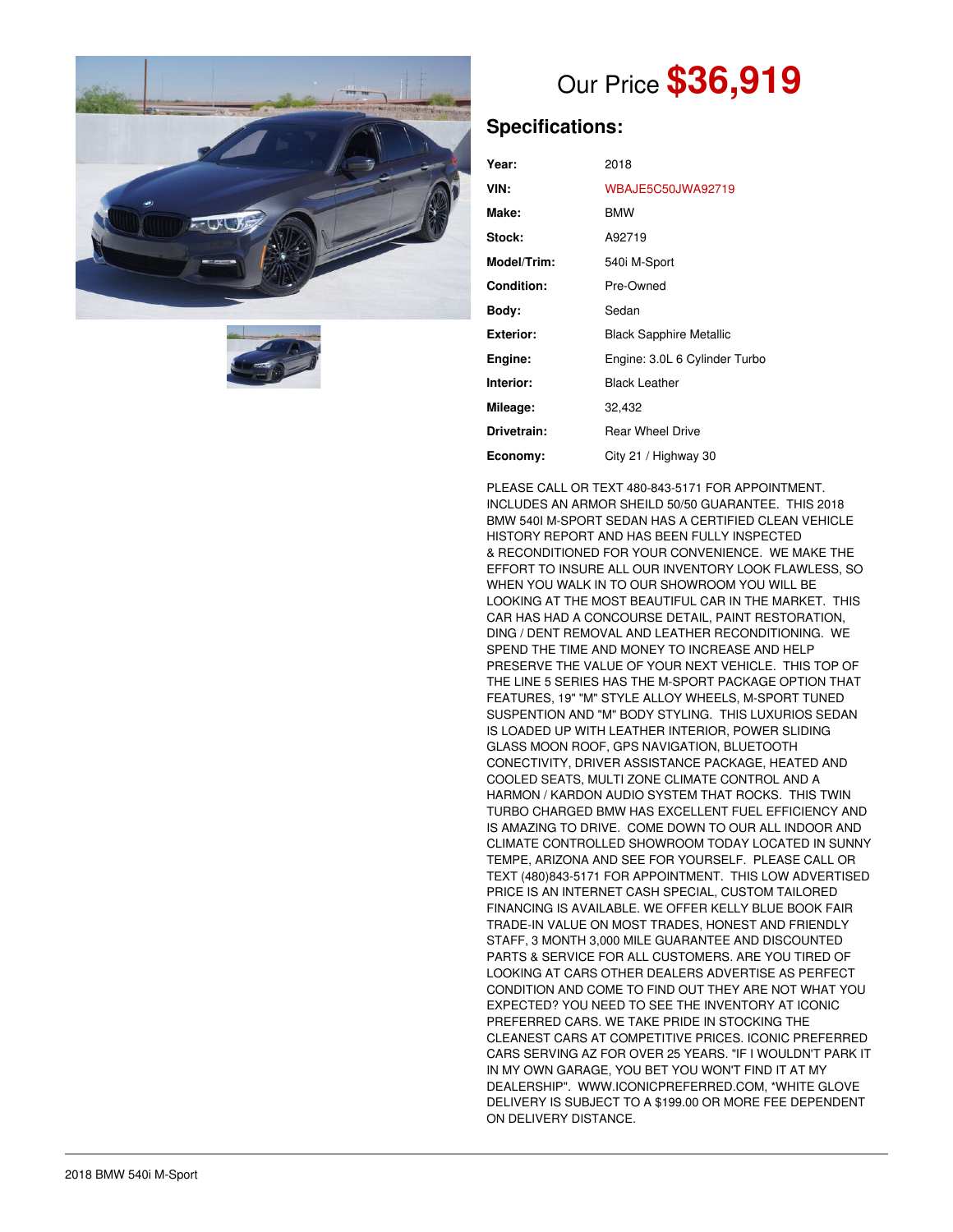# Our Price **$36,919**

## Specifications:

| | |
|---|---|
| **Year:** | 2018 |
| **VIN:** | WBAJE5C50JWA92719 |
| **Make:** | BMW |
| **Stock:** | A92719 |
| **Model/Trim:** | 540i M-Sport |
| **Condition:** | Pre-Owned |
| **Body:** | Sedan |
| **Exterior:** | Black Sapphire Metallic |
| **Engine:** | Engine: 3.0L 6 Cylinder Turbo |
| **Interior:** | Black Leather |
| **Mileage:** | 32,432 |
| **Drivetrain:** | Rear Wheel Drive |
| **Economy:** | City 21 / Highway 30 |

PLEASE CALL OR TEXT 480-843-5171 FOR APPOINTMENT. INCLUDES AN ARMOR SHEILD 50/50 GUARANTEE. THIS 2018 BMW 540I M-SPORT SEDAN HAS A CERTIFIED CLEAN VEHICLE HISTORY REPORT AND HAS BEEN FULLY INSPECTED & RECONDITIONED FOR YOUR CONVENIENCE. WE MAKE THE EFFORT TO INSURE ALL OUR INVENTORY LOOK FLAWLESS, SO WHEN YOU WALK IN TO OUR SHOWROOM YOU WILL BE LOOKING AT THE MOST BEAUTIFUL CAR IN THE MARKET. THIS CAR HAS HAD A CONCOURSE DETAIL, PAINT RESTORATION, DING / DENT REMOVAL AND LEATHER RECONDITIONING. WE SPEND THE TIME AND MONEY TO INCREASE AND HELP PRESERVE THE VALUE OF YOUR NEXT VEHICLE. THIS TOP OF THE LINE 5 SERIES HAS THE M-SPORT PACKAGE OPTION THAT FEATURES, 19" "M" STYLE ALLOY WHEELS, M-SPORT TUNED SUSPENTION AND "M" BODY STYLING. THIS LUXURIOS SEDAN IS LOADED UP WITH LEATHER INTERIOR, POWER SLIDING GLASS MOON ROOF, GPS NAVIGATION, BLUETOOTH CONECTIVITY, DRIVER ASSISTANCE PACKAGE, HEATED AND COOLED SEATS, MULTI ZONE CLIMATE CONTROL AND A HARMON / KARDON AUDIO SYSTEM THAT ROCKS. THIS TWIN TURBO CHARGED BMW HAS EXCELLENT FUEL EFFICIENCY AND IS AMAZING TO DRIVE. COME DOWN TO OUR ALL INDOOR AND CLIMATE CONTROLLED SHOWROOM TODAY LOCATED IN SUNNY TEMPE, ARIZONA AND SEE FOR YOURSELF. PLEASE CALL OR TEXT (480)843-5171 FOR APPOINTMENT. THIS LOW ADVERTISED PRICE IS AN INTERNET CASH SPECIAL, CUSTOM TAILORED FINANCING IS AVAILABLE. WE OFFER KELLY BLUE BOOK FAIR TRADE-IN VALUE ON MOST TRADES, HONEST AND FRIENDLY STAFF, 3 MONTH 3,000 MILE GUARANTEE AND DISCOUNTED PARTS & SERVICE FOR ALL CUSTOMERS. ARE YOU TIRED OF LOOKING AT CARS OTHER DEALERS ADVERTISE AS PERFECT CONDITION AND COME TO FIND OUT THEY ARE NOT WHAT YOU EXPECTED? YOU NEED TO SEE THE INVENTORY AT ICONIC PREFERRED CARS. WE TAKE PRIDE IN STOCKING THE CLEANEST CARS AT COMPETITIVE PRICES. ICONIC PREFERRED CARS SERVING AZ FOR OVER 25 YEARS. "IF I WOULDN'T PARK IT IN MY OWN GARAGE, YOU BET YOU WON'T FIND IT AT MY DEALERSHIP". WWW.ICONICPREFERRED.COM, *WHITE GLOVE DELIVERY IS SUBJECT TO A $199.00 OR MORE FEE DEPENDENT ON DELIVERY DISTANCE.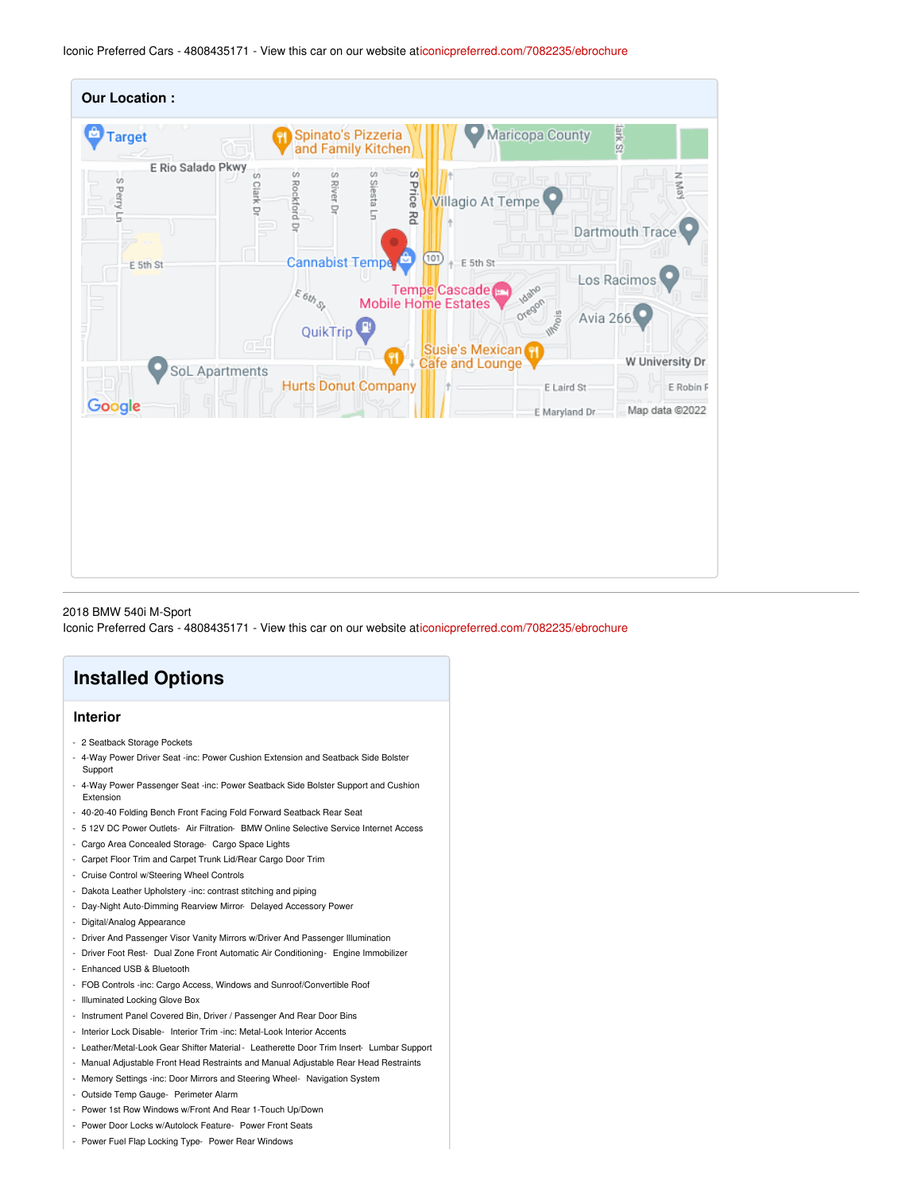Iconic Preferred Cars - 4808435171 - View this car on our website aticonicpreferred.com/7082235/ebrochure

**Our Location :**

2018 BMW 540i M-Sport
Iconic Preferred Cars - 4808435171 - View this car on our website aticonicpreferred.com/7082235/ebrochure

## Installed Options

### Interior

- 2 Seatback Storage Pockets
- 4-Way Power Driver Seat -inc: Power Cushion Extension and Seatback Side Bolster Support
- 4-Way Power Passenger Seat -inc: Power Seatback Side Bolster Support and Cushion Extension
- 40-20-40 Folding Bench Front Facing Fold Forward Seatback Rear Seat
- 5 12V DC Power Outlets- Air Filtration- BMW Online Selective Service Internet Access
- Cargo Area Concealed Storage- Cargo Space Lights
- Carpet Floor Trim and Carpet Trunk Lid/Rear Cargo Door Trim
- Cruise Control w/Steering Wheel Controls
- Dakota Leather Upholstery -inc: contrast stitching and piping
- Day-Night Auto-Dimming Rearview Mirror- Delayed Accessory Power
- Digital/Analog Appearance
- Driver And Passenger Visor Vanity Mirrors w/Driver And Passenger Illumination
- Driver Foot Rest- Dual Zone Front Automatic Air Conditioning- Engine Immobilizer
- Enhanced USB & Bluetooth
- FOB Controls -inc: Cargo Access, Windows and Sunroof/Convertible Roof
- Illuminated Locking Glove Box
- Instrument Panel Covered Bin, Driver / Passenger And Rear Door Bins
- Interior Lock Disable- Interior Trim -inc: Metal-Look Interior Accents
- Leather/Metal-Look Gear Shifter Material- Leatherette Door Trim Insert- Lumbar Support
- Manual Adjustable Front Head Restraints and Manual Adjustable Rear Head Restraints
- Memory Settings -inc: Door Mirrors and Steering Wheel- Navigation System
- Outside Temp Gauge- Perimeter Alarm
- Power 1st Row Windows w/Front And Rear 1-Touch Up/Down
- Power Door Locks w/Autolock Feature- Power Front Seats
- Power Fuel Flap Locking Type- Power Rear Windows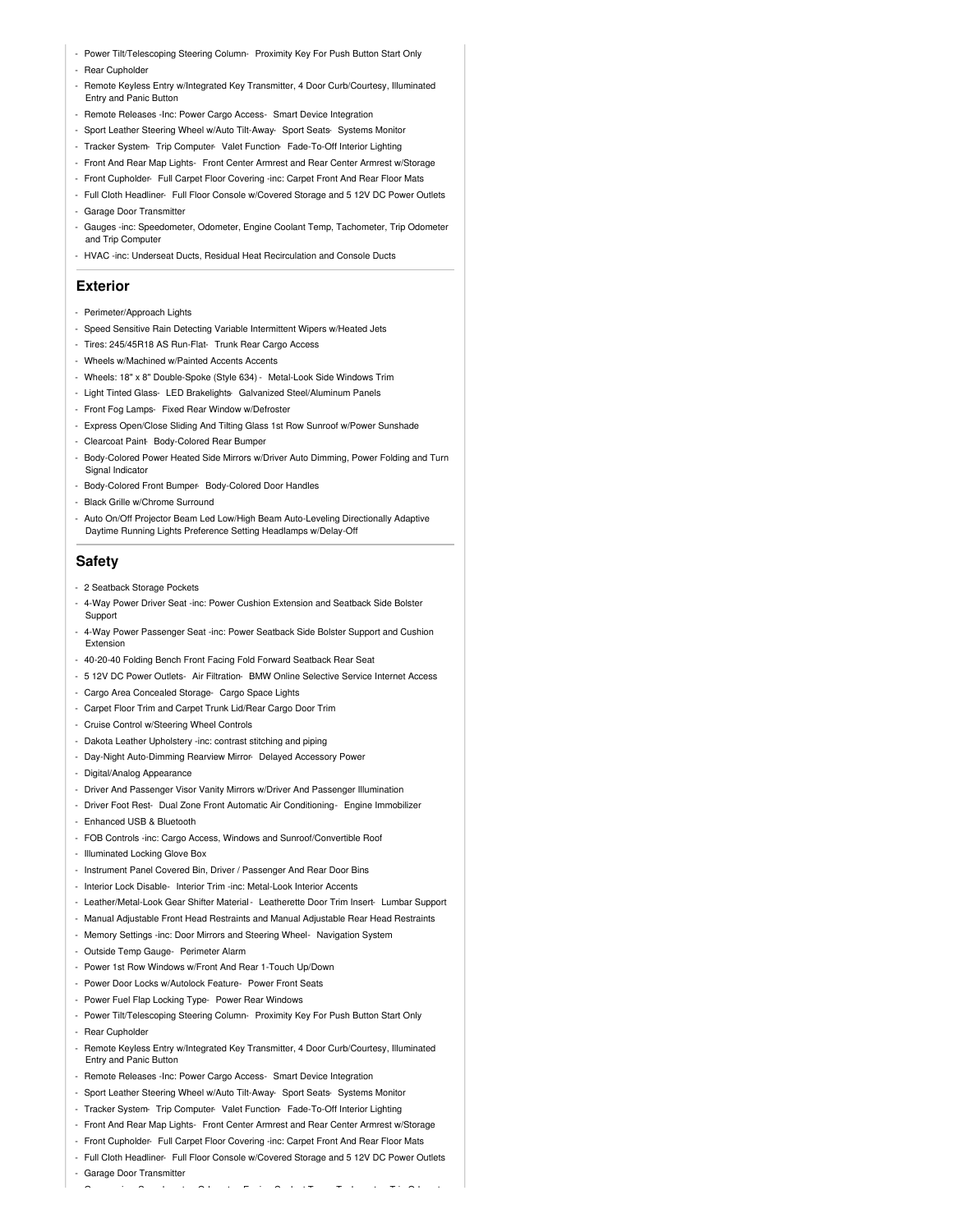- Power Tilt/Telescoping Steering Column- Proximity Key For Push Button Start Only
- Rear Cupholder
- Remote Keyless Entry w/Integrated Key Transmitter, 4 Door Curb/Courtesy, Illuminated Entry and Panic Button
- Remote Releases -Inc: Power Cargo Access- Smart Device Integration
- Sport Leather Steering Wheel w/Auto Tilt-Away- Sport Seats- Systems Monitor
- Tracker System- Trip Computer- Valet Function- Fade-To-Off Interior Lighting
- Front And Rear Map Lights- Front Center Armrest and Rear Center Armrest w/Storage
- Front Cupholder- Full Carpet Floor Covering -inc: Carpet Front And Rear Floor Mats
- Full Cloth Headliner- Full Floor Console w/Covered Storage and 5 12V DC Power Outlets
- Garage Door Transmitter
- Gauges -inc: Speedometer, Odometer, Engine Coolant Temp, Tachometer, Trip Odometer and Trip Computer
- HVAC -inc: Underseat Ducts, Residual Heat Recirculation and Console Ducts

## Exterior

- Perimeter/Approach Lights
- Speed Sensitive Rain Detecting Variable Intermittent Wipers w/Heated Jets
- Tires: 245/45R18 AS Run-Flat- Trunk Rear Cargo Access
- Wheels w/Machined w/Painted Accents Accents
- Wheels: 18" x 8" Double-Spoke (Style 634) - Metal-Look Side Windows Trim
- Light Tinted Glass- LED Brakelights- Galvanized Steel/Aluminum Panels
- Front Fog Lamps- Fixed Rear Window w/Defroster
- Express Open/Close Sliding And Tilting Glass 1st Row Sunroof w/Power Sunshade
- Clearcoat Paint- Body-Colored Rear Bumper
- Body-Colored Power Heated Side Mirrors w/Driver Auto Dimming, Power Folding and Turn Signal Indicator
- Body-Colored Front Bumper- Body-Colored Door Handles
- Black Grille w/Chrome Surround
- Auto On/Off Projector Beam Led Low/High Beam Auto-Leveling Directionally Adaptive Daytime Running Lights Preference Setting Headlamps w/Delay-Off

## Safety

- 2 Seatback Storage Pockets
- 4-Way Power Driver Seat -inc: Power Cushion Extension and Seatback Side Bolster Support
- 4-Way Power Passenger Seat -inc: Power Seatback Side Bolster Support and Cushion Extension
- 40-20-40 Folding Bench Front Facing Fold Forward Seatback Rear Seat
- 5 12V DC Power Outlets- Air Filtration- BMW Online Selective Service Internet Access
- Cargo Area Concealed Storage- Cargo Space Lights
- Carpet Floor Trim and Carpet Trunk Lid/Rear Cargo Door Trim
- Cruise Control w/Steering Wheel Controls
- Dakota Leather Upholstery -inc: contrast stitching and piping
- Day-Night Auto-Dimming Rearview Mirror- Delayed Accessory Power
- Digital/Analog Appearance
- Driver And Passenger Visor Vanity Mirrors w/Driver And Passenger Illumination
- Driver Foot Rest- Dual Zone Front Automatic Air Conditioning- Engine Immobilizer
- Enhanced USB & Bluetooth
- FOB Controls -inc: Cargo Access, Windows and Sunroof/Convertible Roof
- Illuminated Locking Glove Box
- Instrument Panel Covered Bin, Driver / Passenger And Rear Door Bins
- Interior Lock Disable- Interior Trim -inc: Metal-Look Interior Accents
- Leather/Metal-Look Gear Shifter Material- Leatherette Door Trim Insert- Lumbar Support
- Manual Adjustable Front Head Restraints and Manual Adjustable Rear Head Restraints
- Memory Settings -inc: Door Mirrors and Steering Wheel- Navigation System
- Outside Temp Gauge- Perimeter Alarm
- Power 1st Row Windows w/Front And Rear 1-Touch Up/Down
- Power Door Locks w/Autolock Feature- Power Front Seats
- Power Fuel Flap Locking Type- Power Rear Windows
- Power Tilt/Telescoping Steering Column- Proximity Key For Push Button Start Only
- Rear Cupholder
- Remote Keyless Entry w/Integrated Key Transmitter, 4 Door Curb/Courtesy, Illuminated Entry and Panic Button
- Remote Releases -Inc: Power Cargo Access- Smart Device Integration
- Sport Leather Steering Wheel w/Auto Tilt-Away- Sport Seats- Systems Monitor
- Tracker System- Trip Computer- Valet Function- Fade-To-Off Interior Lighting
- Front And Rear Map Lights- Front Center Armrest and Rear Center Armrest w/Storage
- Front Cupholder- Full Carpet Floor Covering -inc: Carpet Front And Rear Floor Mats
- Full Cloth Headliner- Full Floor Console w/Covered Storage and 5 12V DC Power Outlets
- Garage Door Transmitter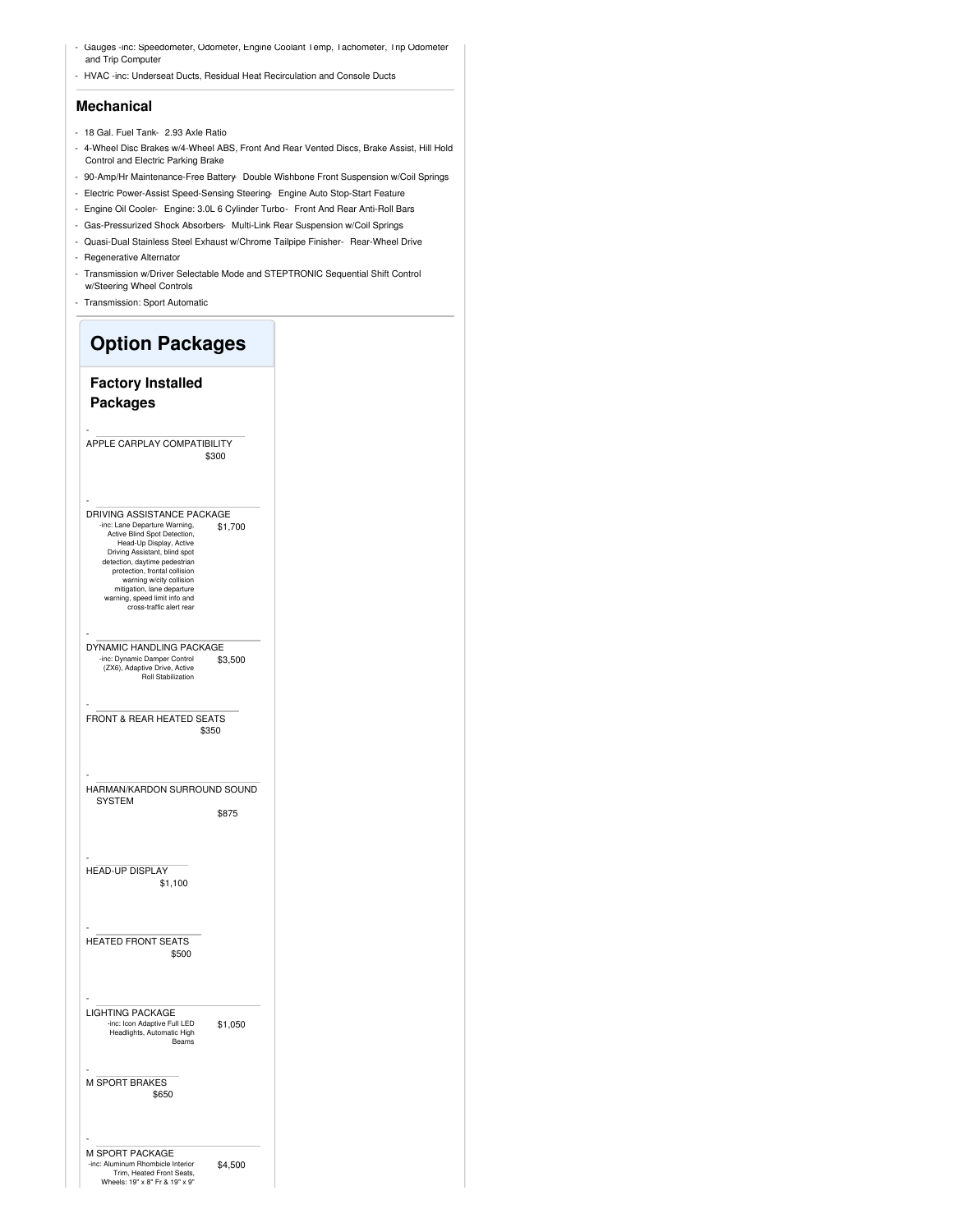- Gauges -inc: Speedometer, Odometer, Engine Coolant Temp, Tachometer, Trip Odometer and Trip Computer
- HVAC -inc: Underseat Ducts, Residual Heat Recirculation and Console Ducts

## Mechanical

- 18 Gal. Fuel Tank
- 2.93 Axle Ratio
- 4-Wheel Disc Brakes w/4-Wheel ABS, Front And Rear Vented Discs, Brake Assist, Hill Hold Control and Electric Parking Brake
- 90-Amp/Hr Maintenance-Free Battery
- Double Wishbone Front Suspension w/Coil Springs
- Electric Power-Assist Speed-Sensing Steering
- Engine Auto Stop-Start Feature
- Engine Oil Cooler
- Engine: 3.0L 6 Cylinder Turbo
- Front And Rear Anti-Roll Bars
- Gas-Pressurized Shock Absorbers
- Multi-Link Rear Suspension w/Coil Springs
- Quasi-Dual Stainless Steel Exhaust w/Chrome Tailpipe Finisher
- Rear-Wheel Drive
- Regenerative Alternator
- Transmission w/Driver Selectable Mode and STEPTRONIC Sequential Shift Control w/Steering Wheel Controls
- Transmission: Sport Automatic

# Option Packages

## Factory Installed Packages

- APPLE CARPLAY COMPATIBILITY — $300

- DRIVING ASSISTANCE PACKAGE — $1,700
  -inc: Lane Departure Warning, Active Blind Spot Detection, Head-Up Display, Active Driving Assistant, blind spot detection, daytime pedestrian protection, frontal collision warning w/city collision mitigation, lane departure warning, speed limit info and cross-traffic alert rear

- DYNAMIC HANDLING PACKAGE — $3,500
  -inc: Dynamic Damper Control (ZX6), Adaptive Drive, Active Roll Stabilization

- FRONT & REAR HEATED SEATS — $350

- HARMAN/KARDON SURROUND SOUND SYSTEM — $875

- HEAD-UP DISPLAY — $1,100

- HEATED FRONT SEATS — $500

- LIGHTING PACKAGE — $1,050
  -inc: Icon Adaptive Full LED Headlights, Automatic High Beams

- M SPORT BRAKES — $650

- M SPORT PACKAGE — $4,500
  -inc: Aluminum Rhombicle Interior Trim, Heated Front Seats, Wheels: 19" x 8" Fr & 19" x 9"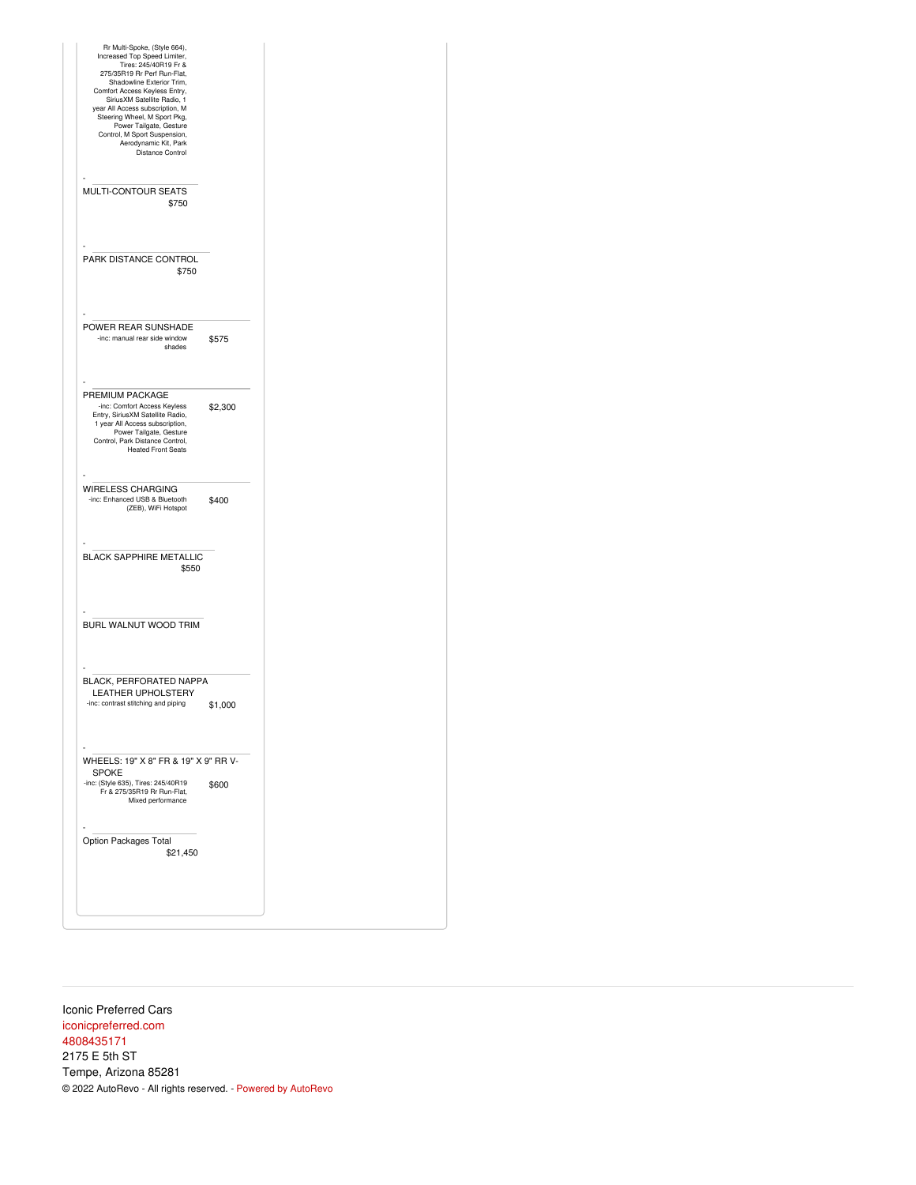Rr Multi-Spoke, (Style 664), Increased Top Speed Limiter, Tires: 245/40R19 Fr & 275/35R19 Rr Perf Run-Flat, Shadowline Exterior Trim, Comfort Access Keyless Entry, SiriusXM Satellite Radio, 1 year All Access subscription, M Steering Wheel, M Sport Pkg, Power Tailgate, Gesture Control, M Sport Suspension, Aerodynamic Kit, Park Distance Control

-

MULTI-CONTOUR SEATS $750

-

PARK DISTANCE CONTROL $750

-

POWER REAR SUNSHADE
-inc: manual rear side window shades $575

-

PREMIUM PACKAGE
-inc: Comfort Access Keyless Entry, SiriusXM Satellite Radio, 1 year All Access subscription, Power Tailgate, Gesture Control, Park Distance Control, Heated Front Seats $2,300

-

WIRELESS CHARGING
-inc: Enhanced USB & Bluetooth (ZEB), WiFi Hotspot $400

-

BLACK SAPPHIRE METALLIC $550

-

BURL WALNUT WOOD TRIM

-

BLACK, PERFORATED NAPPA LEATHER UPHOLSTERY
-inc: contrast stitching and piping $1,000

-

WHEELS: 19" X 8" FR & 19" X 9" RR V-SPOKE
-inc: (Style 635), Tires: 245/40R19 Fr & 275/35R19 Rr Run-Flat, Mixed performance $600

-

Option Packages Total $21,450

---

Iconic Preferred Cars
iconicpreferred.com
4808435171
2175 E 5th ST
Tempe, Arizona 85281
© 2022 AutoRevo - All rights reserved. - Powered by AutoRevo